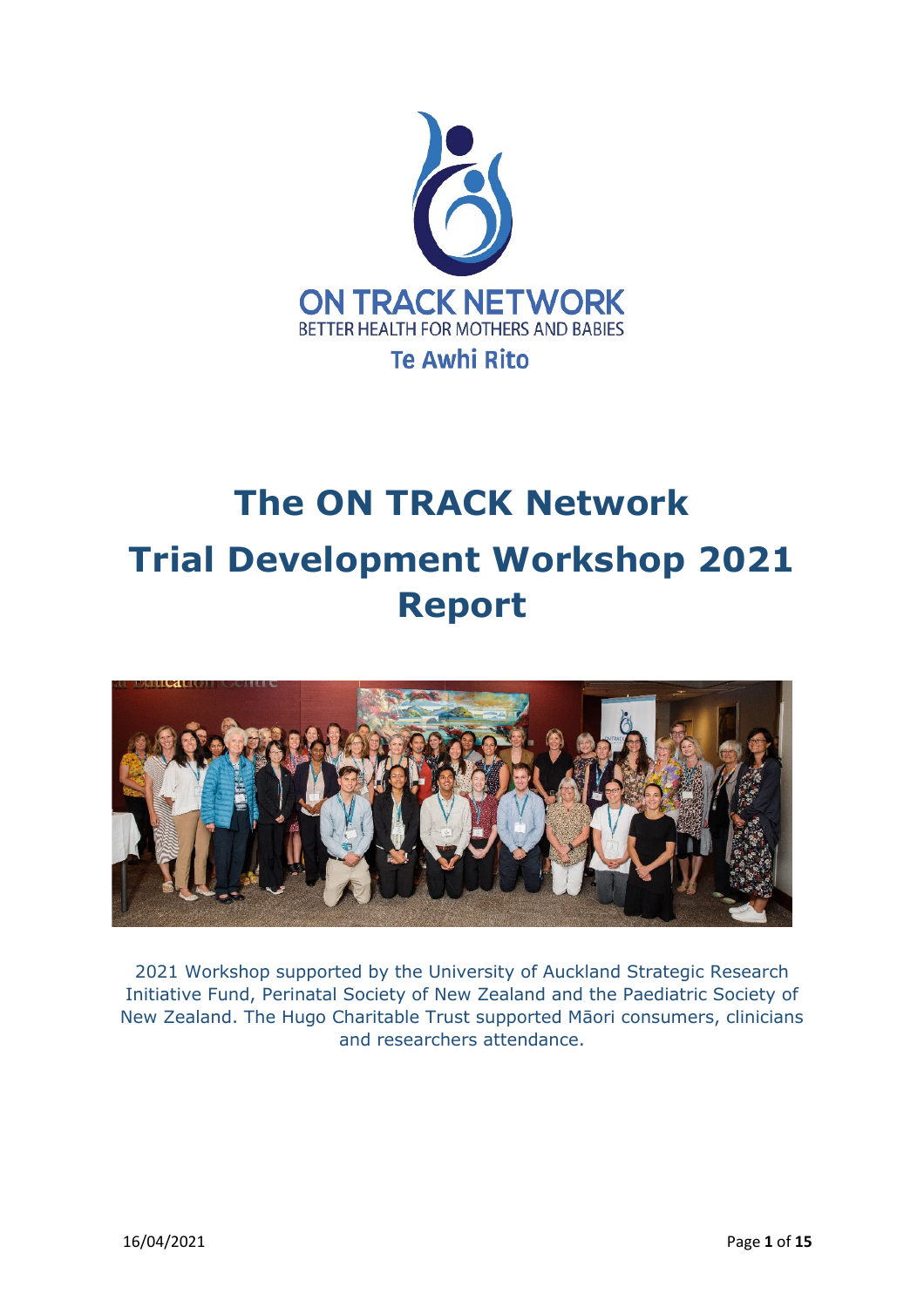ON TRACK NETWORK

BETTER HEALTH FOR MOTHERS AND BABIES

Te Awhi Rito

# The ON TRACK Network

# Trial Development Workshop 2021 Report

2021 Workshop supported by the University of Auckland Strategic Research Initiative Fund, Perinatal Society of New Zealand and the Paediatric Society of New Zealand. The Hugo Charitable Trust supported Māori consumers, clinicians and researchers attendance.

16/04/2021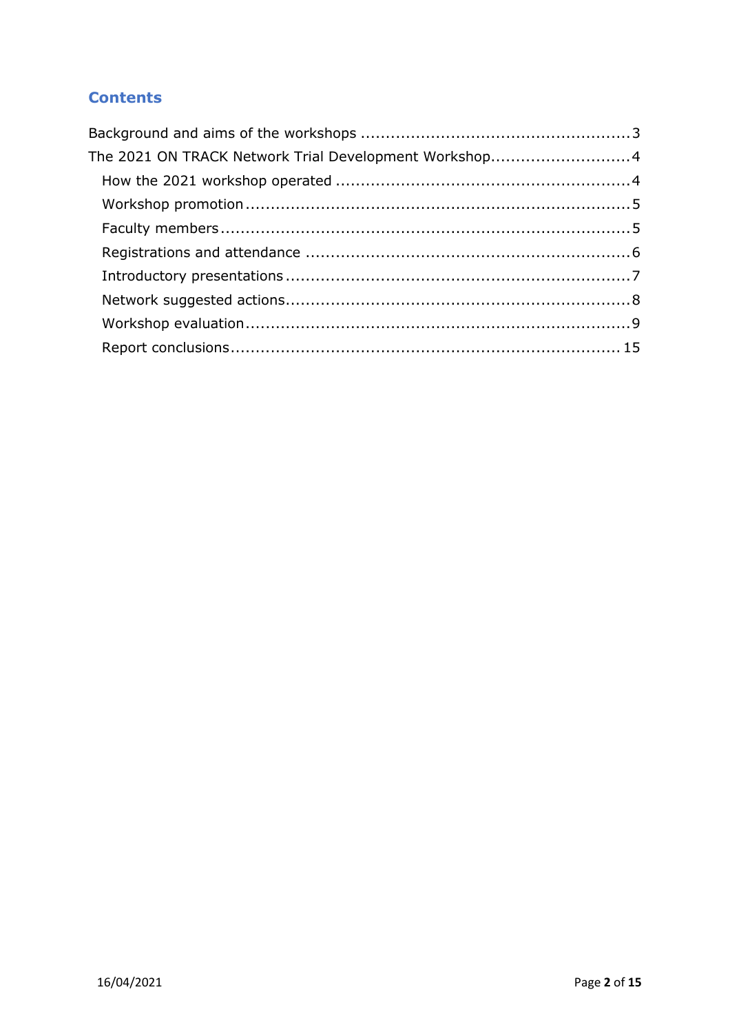## Contents

Background and aims of the workshops ......................................................3

The 2021 ON TRACK Network Trial Development Workshop............................4

- How the 2021 workshop operated ...........................................................4
- Workshop promotion.............................................................................5
- Faculty members..................................................................................5
- Registrations and attendance .................................................................6
- Introductory presentations.....................................................................7
- Network suggested actions....................................................................8
- Workshop evaluation.............................................................................9
- Report conclusions.............................................................................. 15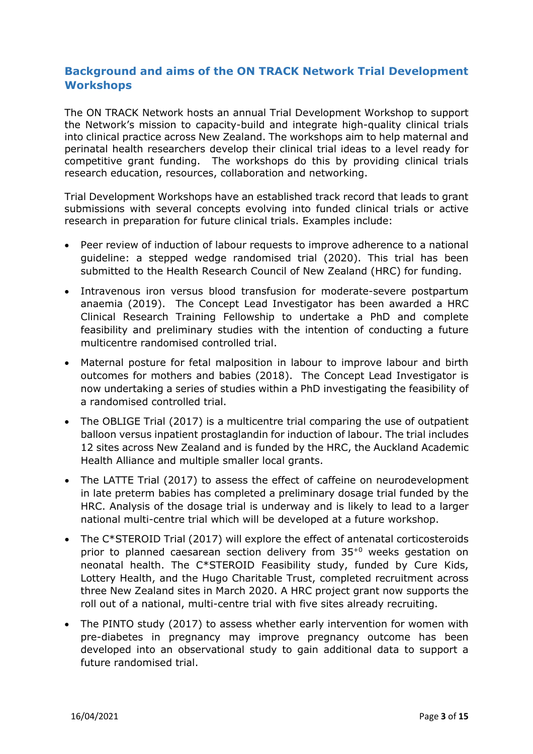## Background and aims of the ON TRACK Network Trial Development Workshops

The ON TRACK Network hosts an annual Trial Development Workshop to support the Network's mission to capacity-build and integrate high-quality clinical trials into clinical practice across New Zealand. The workshops aim to help maternal and perinatal health researchers develop their clinical trial ideas to a level ready for competitive grant funding. The workshops do this by providing clinical trials research education, resources, collaboration and networking.

Trial Development Workshops have an established track record that leads to grant submissions with several concepts evolving into funded clinical trials or active research in preparation for future clinical trials. Examples include:

- Peer review of induction of labour requests to improve adherence to a national guideline: a stepped wedge randomised trial (2020). This trial has been submitted to the Health Research Council of New Zealand (HRC) for funding.
- Intravenous iron versus blood transfusion for moderate-severe postpartum anaemia (2019). The Concept Lead Investigator has been awarded a HRC Clinical Research Training Fellowship to undertake a PhD and complete feasibility and preliminary studies with the intention of conducting a future multicentre randomised controlled trial.
- Maternal posture for fetal malposition in labour to improve labour and birth outcomes for mothers and babies (2018). The Concept Lead Investigator is now undertaking a series of studies within a PhD investigating the feasibility of a randomised controlled trial.
- The OBLIGE Trial (2017) is a multicentre trial comparing the use of outpatient balloon versus inpatient prostaglandin for induction of labour. The trial includes 12 sites across New Zealand and is funded by the HRC, the Auckland Academic Health Alliance and multiple smaller local grants.
- The LATTE Trial (2017) to assess the effect of caffeine on neurodevelopment in late preterm babies has completed a preliminary dosage trial funded by the HRC. Analysis of the dosage trial is underway and is likely to lead to a larger national multi-centre trial which will be developed at a future workshop.
- The C*STEROID Trial (2017) will explore the effect of antenatal corticosteroids prior to planned caesarean section delivery from $35^{+0}$ weeks gestation on neonatal health. The C*STEROID Feasibility study, funded by Cure Kids, Lottery Health, and the Hugo Charitable Trust, completed recruitment across three New Zealand sites in March 2020. A HRC project grant now supports the roll out of a national, multi-centre trial with five sites already recruiting.
- The PINTO study (2017) to assess whether early intervention for women with pre-diabetes in pregnancy may improve pregnancy outcome has been developed into an observational study to gain additional data to support a future randomised trial.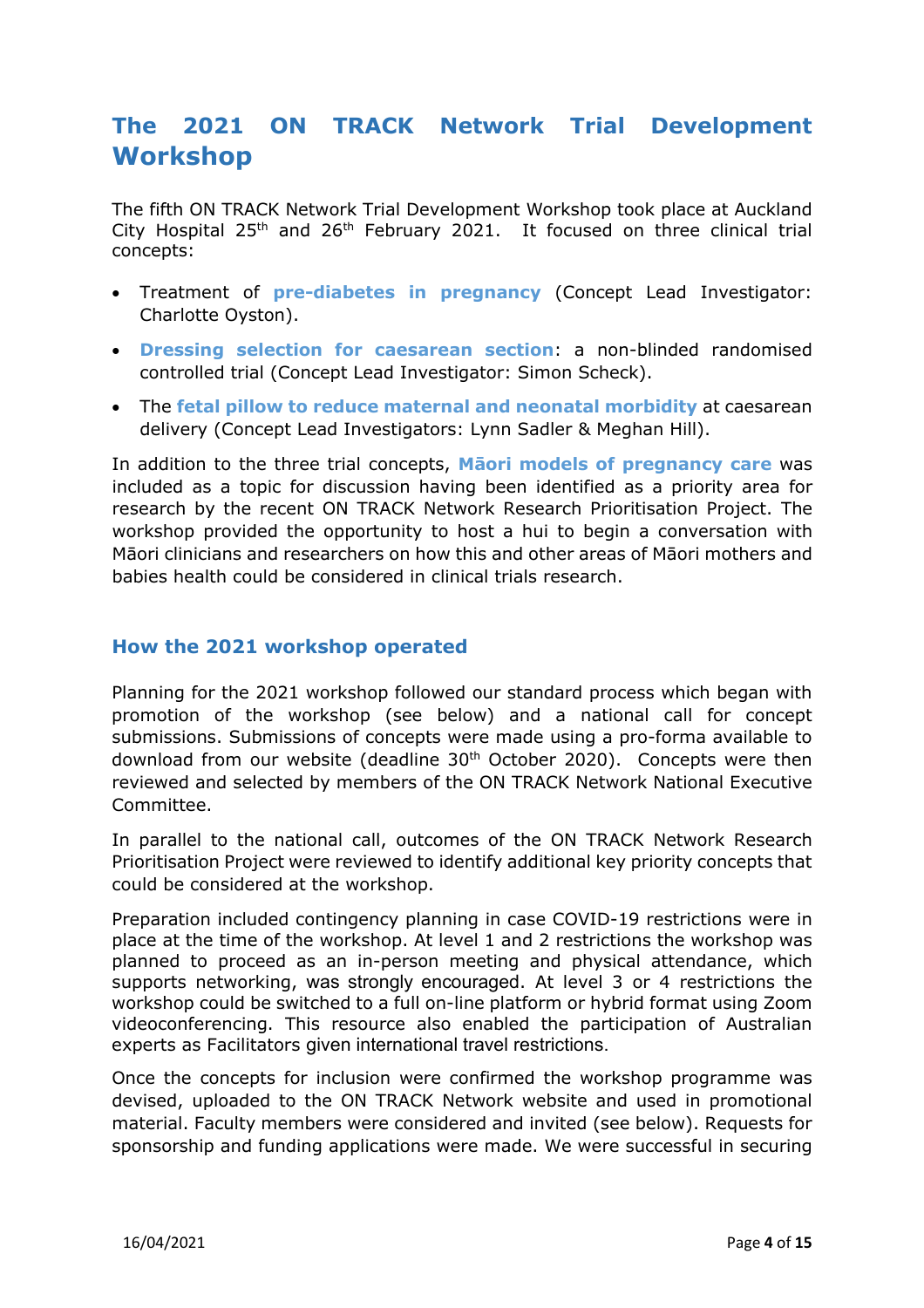# The 2021 ON TRACK Network Trial Development Workshop

The fifth ON TRACK Network Trial Development Workshop took place at Auckland City Hospital 25th and 26th February 2021. It focused on three clinical trial concepts:

- Treatment of **pre-diabetes in pregnancy** (Concept Lead Investigator: Charlotte Oyston).
- **Dressing selection for caesarean section**: a non-blinded randomised controlled trial (Concept Lead Investigator: Simon Scheck).
- The **fetal pillow to reduce maternal and neonatal morbidity** at caesarean delivery (Concept Lead Investigators: Lynn Sadler & Meghan Hill).

In addition to the three trial concepts, **Māori models of pregnancy care** was included as a topic for discussion having been identified as a priority area for research by the recent ON TRACK Network Research Prioritisation Project. The workshop provided the opportunity to host a hui to begin a conversation with Māori clinicians and researchers on how this and other areas of Māori mothers and babies health could be considered in clinical trials research.

## How the 2021 workshop operated

Planning for the 2021 workshop followed our standard process which began with promotion of the workshop (see below) and a national call for concept submissions. Submissions of concepts were made using a pro-forma available to download from our website (deadline 30th October 2020). Concepts were then reviewed and selected by members of the ON TRACK Network National Executive Committee.

In parallel to the national call, outcomes of the ON TRACK Network Research Prioritisation Project were reviewed to identify additional key priority concepts that could be considered at the workshop.

Preparation included contingency planning in case COVID-19 restrictions were in place at the time of the workshop. At level 1 and 2 restrictions the workshop was planned to proceed as an in-person meeting and physical attendance, which supports networking, was strongly encouraged. At level 3 or 4 restrictions the workshop could be switched to a full on-line platform or hybrid format using Zoom videoconferencing. This resource also enabled the participation of Australian experts as Facilitators given international travel restrictions.

Once the concepts for inclusion were confirmed the workshop programme was devised, uploaded to the ON TRACK Network website and used in promotional material. Faculty members were considered and invited (see below). Requests for sponsorship and funding applications were made. We were successful in securing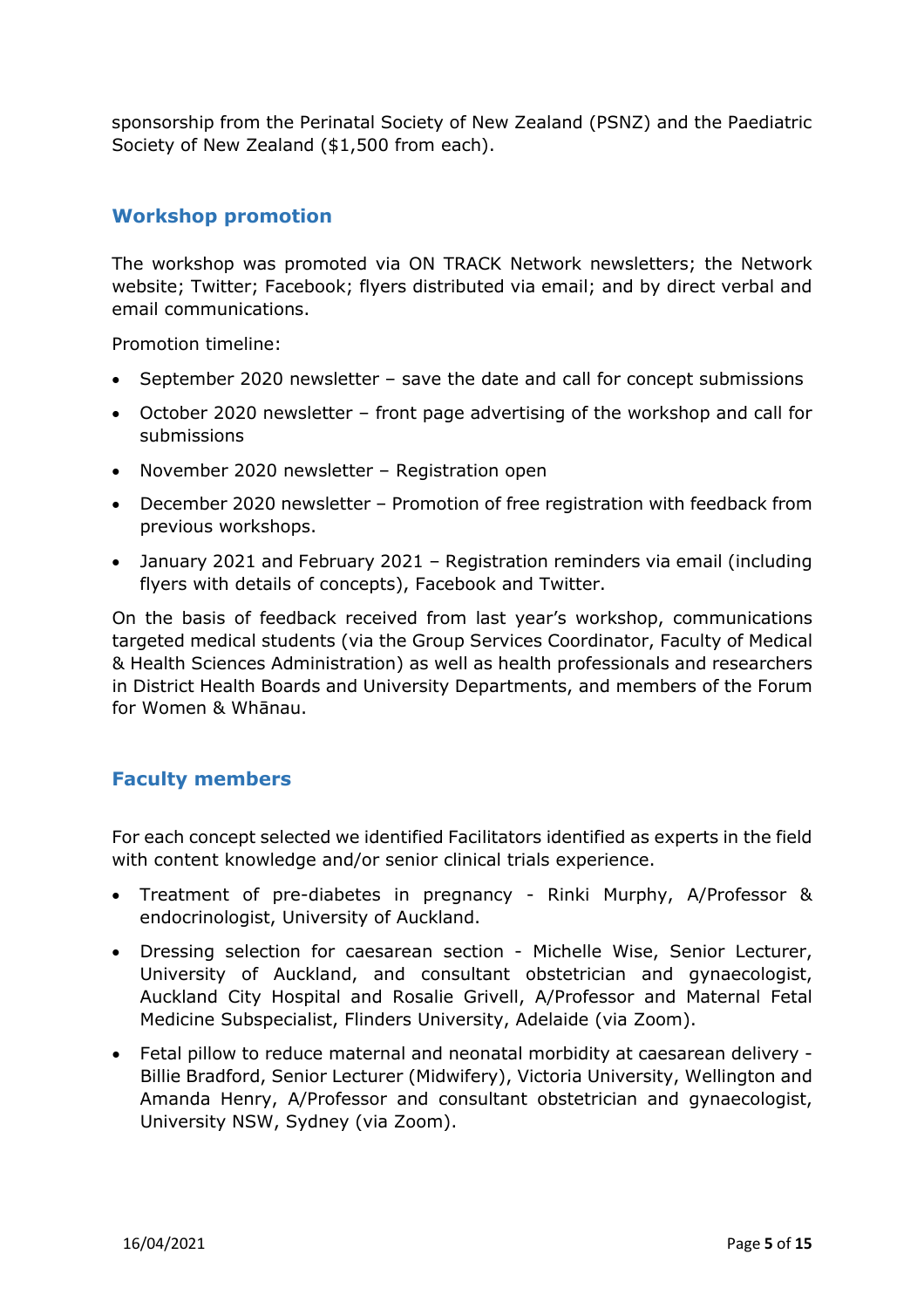sponsorship from the Perinatal Society of New Zealand (PSNZ) and the Paediatric Society of New Zealand ($1,500 from each).

## Workshop promotion

The workshop was promoted via ON TRACK Network newsletters; the Network website; Twitter; Facebook; flyers distributed via email; and by direct verbal and email communications.

Promotion timeline:

- September 2020 newsletter – save the date and call for concept submissions
- October 2020 newsletter – front page advertising of the workshop and call for submissions
- November 2020 newsletter – Registration open
- December 2020 newsletter – Promotion of free registration with feedback from previous workshops.
- January 2021 and February 2021 – Registration reminders via email (including flyers with details of concepts), Facebook and Twitter.

On the basis of feedback received from last year's workshop, communications targeted medical students (via the Group Services Coordinator, Faculty of Medical & Health Sciences Administration) as well as health professionals and researchers in District Health Boards and University Departments, and members of the Forum for Women & Whānau.

## Faculty members

For each concept selected we identified Facilitators identified as experts in the field with content knowledge and/or senior clinical trials experience.

- Treatment of pre-diabetes in pregnancy - Rinki Murphy, A/Professor & endocrinologist, University of Auckland.
- Dressing selection for caesarean section - Michelle Wise, Senior Lecturer, University of Auckland, and consultant obstetrician and gynaecologist, Auckland City Hospital and Rosalie Grivell, A/Professor and Maternal Fetal Medicine Subspecialist, Flinders University, Adelaide (via Zoom).
- Fetal pillow to reduce maternal and neonatal morbidity at caesarean delivery - Billie Bradford, Senior Lecturer (Midwifery), Victoria University, Wellington and Amanda Henry, A/Professor and consultant obstetrician and gynaecologist, University NSW, Sydney (via Zoom).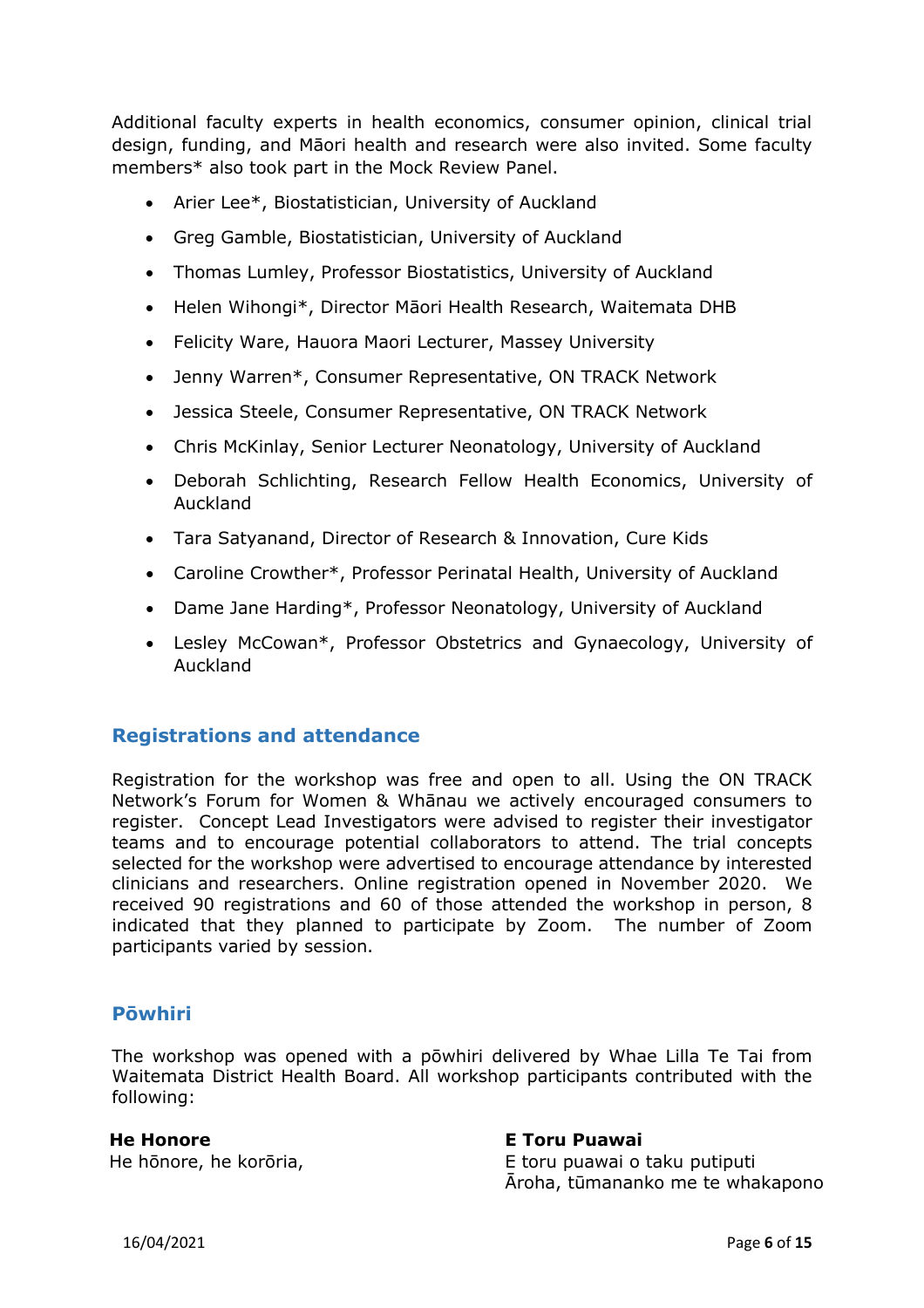Additional faculty experts in health economics, consumer opinion, clinical trial design, funding, and Māori health and research were also invited. Some faculty members* also took part in the Mock Review Panel.

- Arier Lee*, Biostatistician, University of Auckland
- Greg Gamble, Biostatistician, University of Auckland
- Thomas Lumley, Professor Biostatistics, University of Auckland
- Helen Wihongi*, Director Māori Health Research, Waitemata DHB
- Felicity Ware, Hauora Maori Lecturer, Massey University
- Jenny Warren*, Consumer Representative, ON TRACK Network
- Jessica Steele, Consumer Representative, ON TRACK Network
- Chris McKinlay, Senior Lecturer Neonatology, University of Auckland
- Deborah Schlichting, Research Fellow Health Economics, University of Auckland
- Tara Satyanand, Director of Research & Innovation, Cure Kids
- Caroline Crowther*, Professor Perinatal Health, University of Auckland
- Dame Jane Harding*, Professor Neonatology, University of Auckland
- Lesley McCowan*, Professor Obstetrics and Gynaecology, University of Auckland

## Registrations and attendance

Registration for the workshop was free and open to all. Using the ON TRACK Network's Forum for Women & Whānau we actively encouraged consumers to register. Concept Lead Investigators were advised to register their investigator teams and to encourage potential collaborators to attend. The trial concepts selected for the workshop were advertised to encourage attendance by interested clinicians and researchers. Online registration opened in November 2020. We received 90 registrations and 60 of those attended the workshop in person, 8 indicated that they planned to participate by Zoom. The number of Zoom participants varied by session.

## Pōwhiri

The workshop was opened with a pōwhiri delivered by Whae Lilla Te Tai from Waitemata District Health Board. All workshop participants contributed with the following:

**He Honore**
He hōnore, he korōria,

**E Toru Puawai**
E toru puawai o taku putiputi
Āroha, tūmananko me te whakapono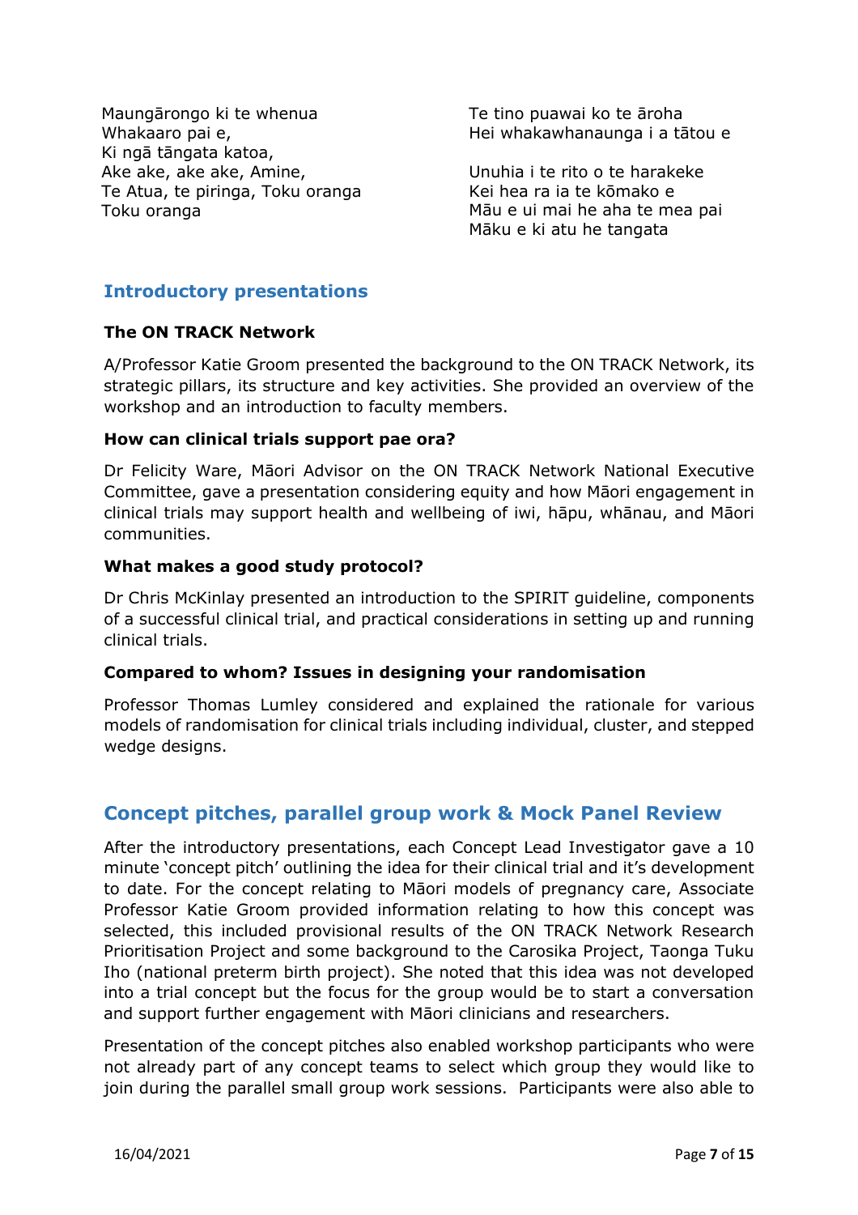Maungārongo ki te whenua
Whakaaro pai e,
Ki ngā tāngata katoa,
Ake ake, ake ake, Amine,
Te Atua, te piringa, Toku oranga
Toku oranga

Te tino puawai ko te āroha
Hei whakawhanaunga i a tātou e

Unuhia i te rito o te harakeke
Kei hea ra ia te kōmako e
Māu e ui mai he aha te mea pai
Māku e ki atu he tangata

## Introductory presentations

**The ON TRACK Network**

A/Professor Katie Groom presented the background to the ON TRACK Network, its strategic pillars, its structure and key activities. She provided an overview of the workshop and an introduction to faculty members.

**How can clinical trials support pae ora?**

Dr Felicity Ware, Māori Advisor on the ON TRACK Network National Executive Committee, gave a presentation considering equity and how Māori engagement in clinical trials may support health and wellbeing of iwi, hāpu, whānau, and Māori communities.

**What makes a good study protocol?**

Dr Chris McKinlay presented an introduction to the SPIRIT guideline, components of a successful clinical trial, and practical considerations in setting up and running clinical trials.

**Compared to whom? Issues in designing your randomisation**

Professor Thomas Lumley considered and explained the rationale for various models of randomisation for clinical trials including individual, cluster, and stepped wedge designs.

## Concept pitches, parallel group work & Mock Panel Review

After the introductory presentations, each Concept Lead Investigator gave a 10 minute 'concept pitch' outlining the idea for their clinical trial and it's development to date. For the concept relating to Māori models of pregnancy care, Associate Professor Katie Groom provided information relating to how this concept was selected, this included provisional results of the ON TRACK Network Research Prioritisation Project and some background to the Carosika Project, Taonga Tuku Iho (national preterm birth project). She noted that this idea was not developed into a trial concept but the focus for the group would be to start a conversation and support further engagement with Māori clinicians and researchers.

Presentation of the concept pitches also enabled workshop participants who were not already part of any concept teams to select which group they would like to join during the parallel small group work sessions. Participants were also able to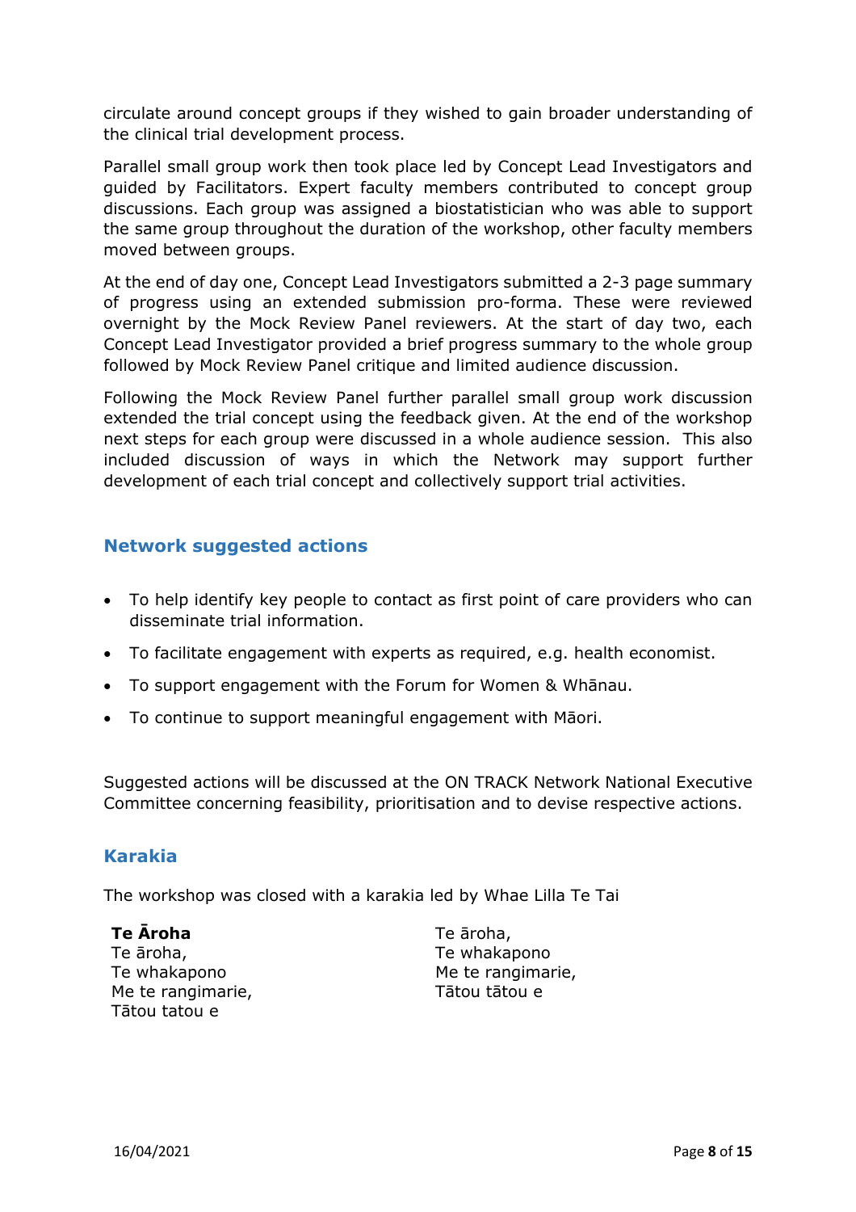circulate around concept groups if they wished to gain broader understanding of the clinical trial development process.

Parallel small group work then took place led by Concept Lead Investigators and guided by Facilitators. Expert faculty members contributed to concept group discussions. Each group was assigned a biostatistician who was able to support the same group throughout the duration of the workshop, other faculty members moved between groups.

At the end of day one, Concept Lead Investigators submitted a 2-3 page summary of progress using an extended submission pro-forma. These were reviewed overnight by the Mock Review Panel reviewers. At the start of day two, each Concept Lead Investigator provided a brief progress summary to the whole group followed by Mock Review Panel critique and limited audience discussion.

Following the Mock Review Panel further parallel small group work discussion extended the trial concept using the feedback given. At the end of the workshop next steps for each group were discussed in a whole audience session. This also included discussion of ways in which the Network may support further development of each trial concept and collectively support trial activities.

## Network suggested actions

- To help identify key people to contact as first point of care providers who can disseminate trial information.
- To facilitate engagement with experts as required, e.g. health economist.
- To support engagement with the Forum for Women & Whānau.
- To continue to support meaningful engagement with Māori.

Suggested actions will be discussed at the ON TRACK Network National Executive Committee concerning feasibility, prioritisation and to devise respective actions.

## Karakia

The workshop was closed with a karakia led by Whae Lilla Te Tai

**Te Āroha**
Te āroha,
Te whakapono
Me te rangimarie,
Tātou tatou e

Te āroha,
Te whakapono
Me te rangimarie,
Tātou tātou e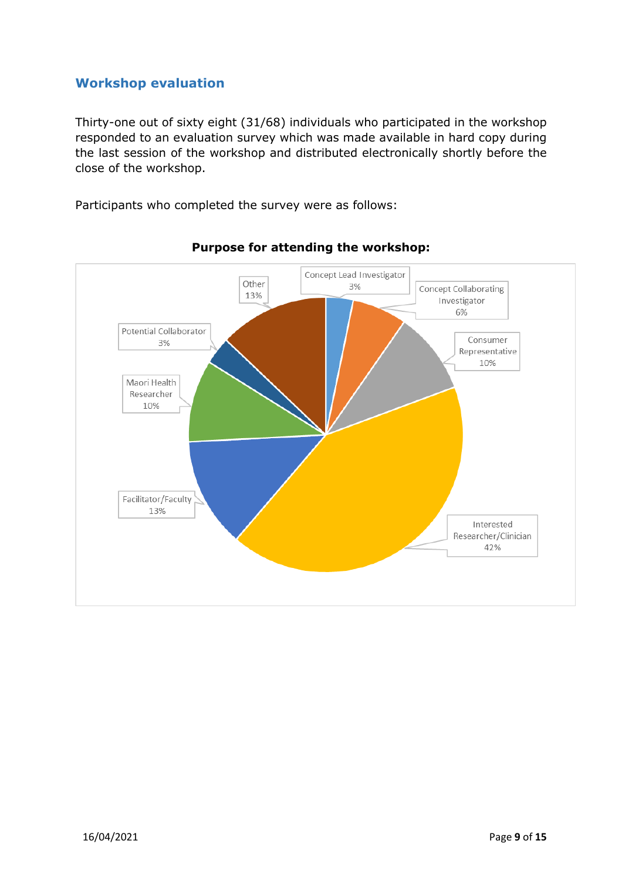## Workshop evaluation

Thirty-one out of sixty eight (31/68) individuals who participated in the workshop responded to an evaluation survey which was made available in hard copy during the last session of the workshop and distributed electronically shortly before the close of the workshop.

Participants who completed the survey were as follows:

**Purpose for attending the workshop:**

| Category | Percentage |
|---|---|
| Concept Lead Investigator | 3% |
| Concept Collaborating Investigator | 6% |
| Consumer Representative | 10% |
| Interested Researcher/Clinician | 42% |
| Facilitator/Faculty | 13% |
| Maori Health Researcher | 10% |
| Potential Collaborator | 3% |
| Other | 13% |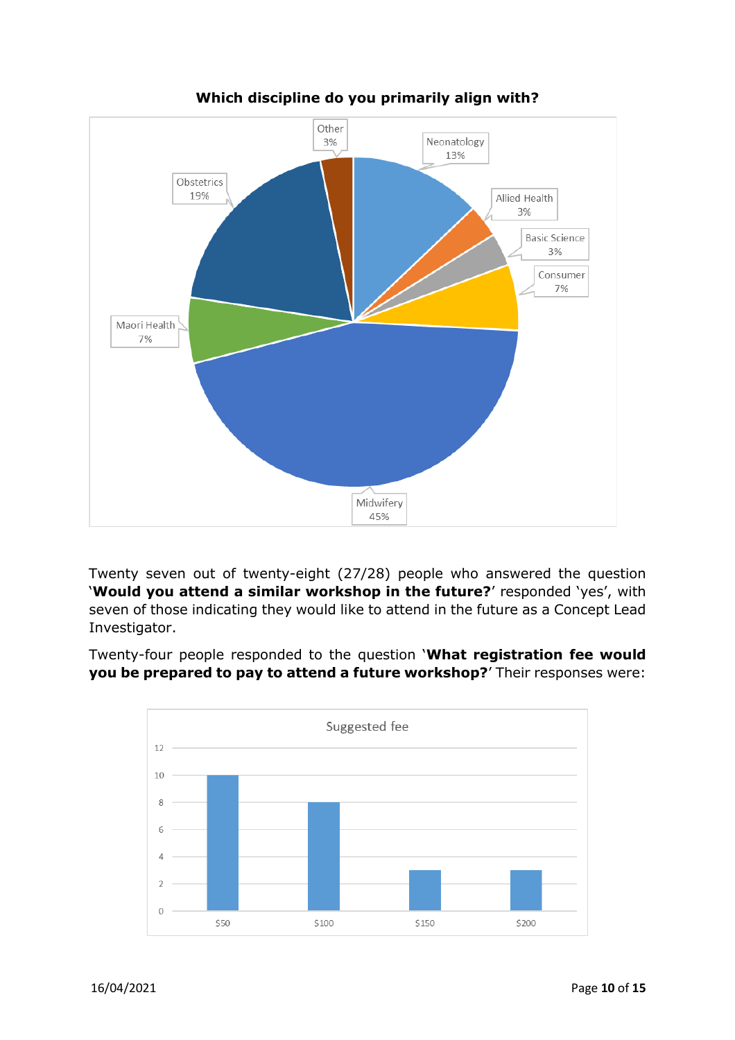**Which discipline do you primarily align with?**

| Discipline | Percentage |
| --- | --- |
| Neonatology | 13% |
| Allied Health | 3% |
| Basic Science | 3% |
| Consumer | 7% |
| Midwifery | 45% |
| Maori Health | 7% |
| Obstetrics | 19% |
| Other | 3% |

Twenty seven out of twenty-eight (27/28) people who answered the question '**Would you attend a similar workshop in the future?**' responded 'yes', with seven of those indicating they would like to attend in the future as a Concept Lead Investigator.

Twenty-four people responded to the question '**What registration fee would you be prepared to pay to attend a future workshop?**' Their responses were:

**Suggested fee**

| Fee | Responses |
| --- | --- |
| $50 | 10 |
| $100 | 8 |
| $150 | 3 |
| $200 | 3 |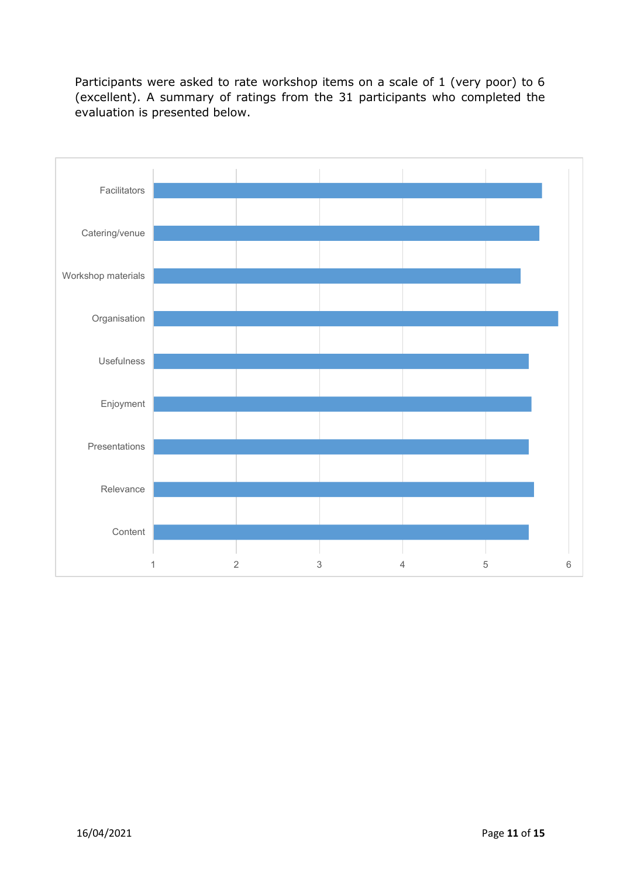Participants were asked to rate workshop items on a scale of 1 (very poor) to 6 (excellent). A summary of ratings from the 31 participants who completed the evaluation is presented below.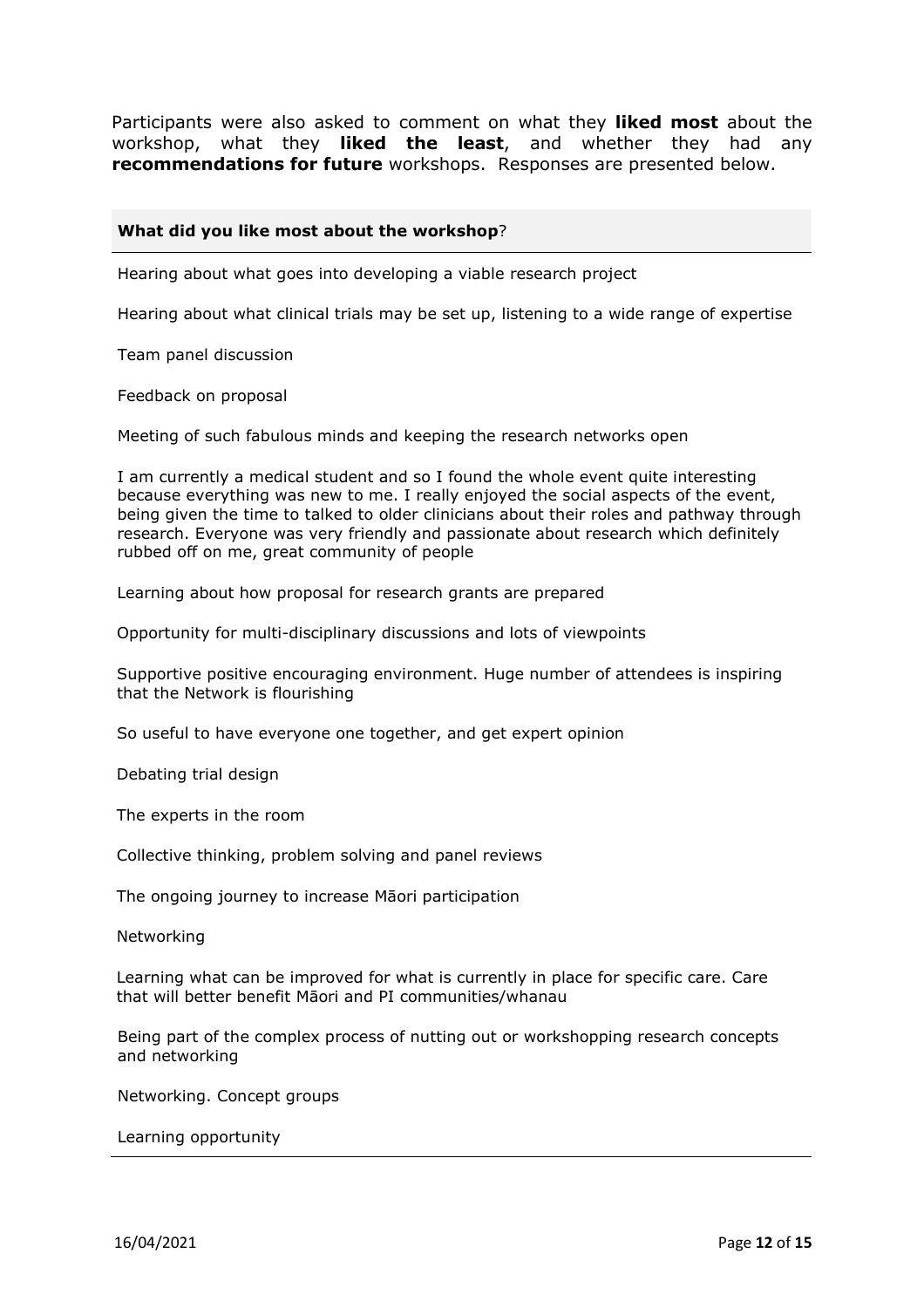Participants were also asked to comment on what they **liked most** about the workshop, what they **liked the least**, and whether they had any **recommendations for future** workshops. Responses are presented below.

| **What did you like most about the workshop**? |
|---|
| Hearing about what goes into developing a viable research project |
| Hearing about what clinical trials may be set up, listening to a wide range of expertise |
| Team panel discussion |
| Feedback on proposal |
| Meeting of such fabulous minds and keeping the research networks open |
| I am currently a medical student and so I found the whole event quite interesting because everything was new to me. I really enjoyed the social aspects of the event, being given the time to talked to older clinicians about their roles and pathway through research. Everyone was very friendly and passionate about research which definitely rubbed off on me, great community of people |
| Learning about how proposal for research grants are prepared |
| Opportunity for multi-disciplinary discussions and lots of viewpoints |
| Supportive positive encouraging environment. Huge number of attendees is inspiring that the Network is flourishing |
| So useful to have everyone one together, and get expert opinion |
| Debating trial design |
| The experts in the room |
| Collective thinking, problem solving and panel reviews |
| The ongoing journey to increase Māori participation |
| Networking |
| Learning what can be improved for what is currently in place for specific care. Care that will better benefit Māori and PI communities/whanau |
| Being part of the complex process of nutting out or workshopping research concepts and networking |
| Networking. Concept groups |
| Learning opportunity |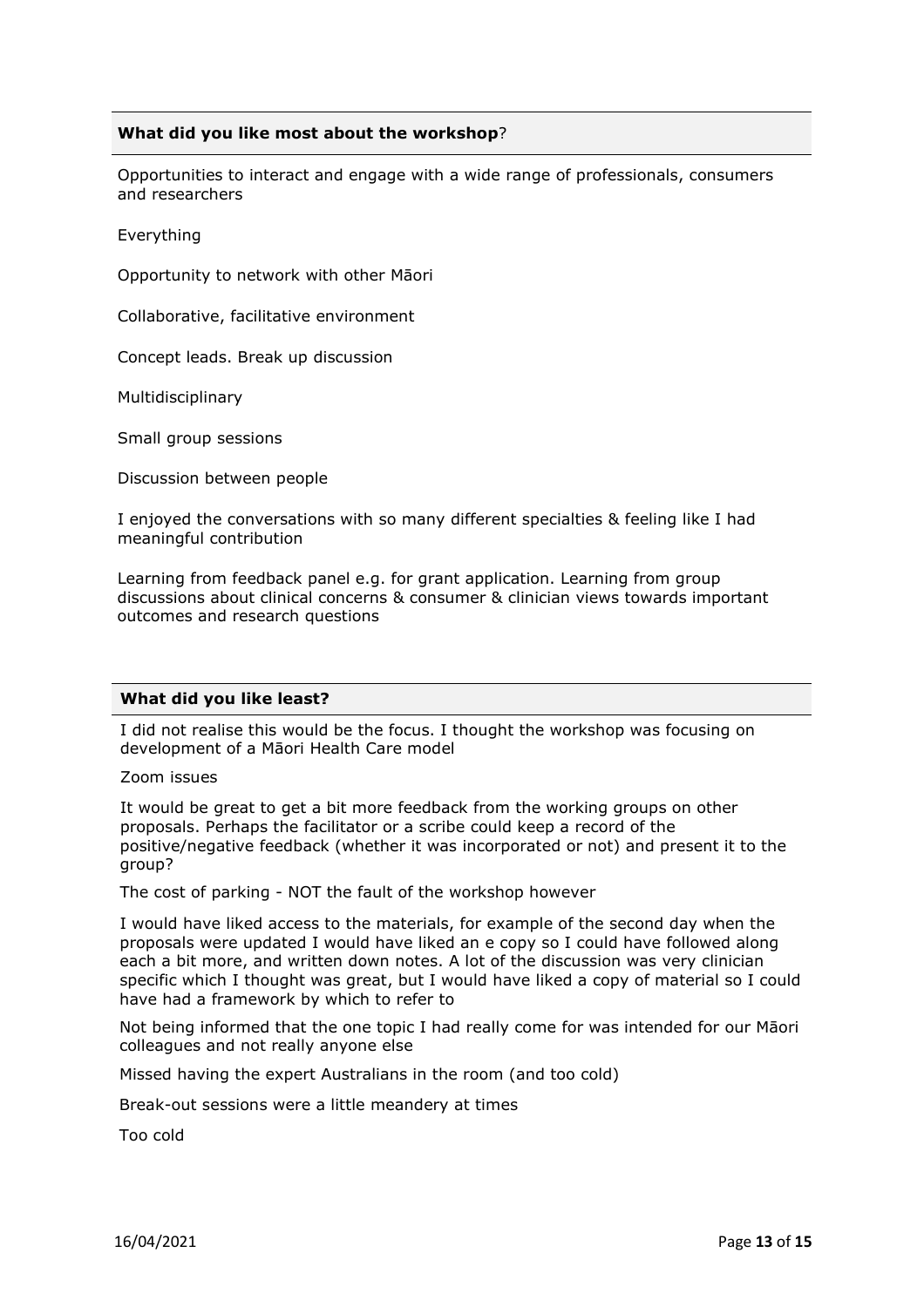**What did you like most about the workshop**?

Opportunities to interact and engage with a wide range of professionals, consumers and researchers

Everything

Opportunity to network with other Māori

Collaborative, facilitative environment

Concept leads. Break up discussion

Multidisciplinary

Small group sessions

Discussion between people

I enjoyed the conversations with so many different specialties & feeling like I had meaningful contribution

Learning from feedback panel e.g. for grant application. Learning from group discussions about clinical concerns & consumer & clinician views towards important outcomes and research questions

**What did you like least?**

I did not realise this would be the focus. I thought the workshop was focusing on development of a Māori Health Care model

Zoom issues

It would be great to get a bit more feedback from the working groups on other proposals. Perhaps the facilitator or a scribe could keep a record of the positive/negative feedback (whether it was incorporated or not) and present it to the group?

The cost of parking - NOT the fault of the workshop however

I would have liked access to the materials, for example of the second day when the proposals were updated I would have liked an e copy so I could have followed along each a bit more, and written down notes. A lot of the discussion was very clinician specific which I thought was great, but I would have liked a copy of material so I could have had a framework by which to refer to

Not being informed that the one topic I had really come for was intended for our Māori colleagues and not really anyone else

Missed having the expert Australians in the room (and too cold)

Break-out sessions were a little meandery at times

Too cold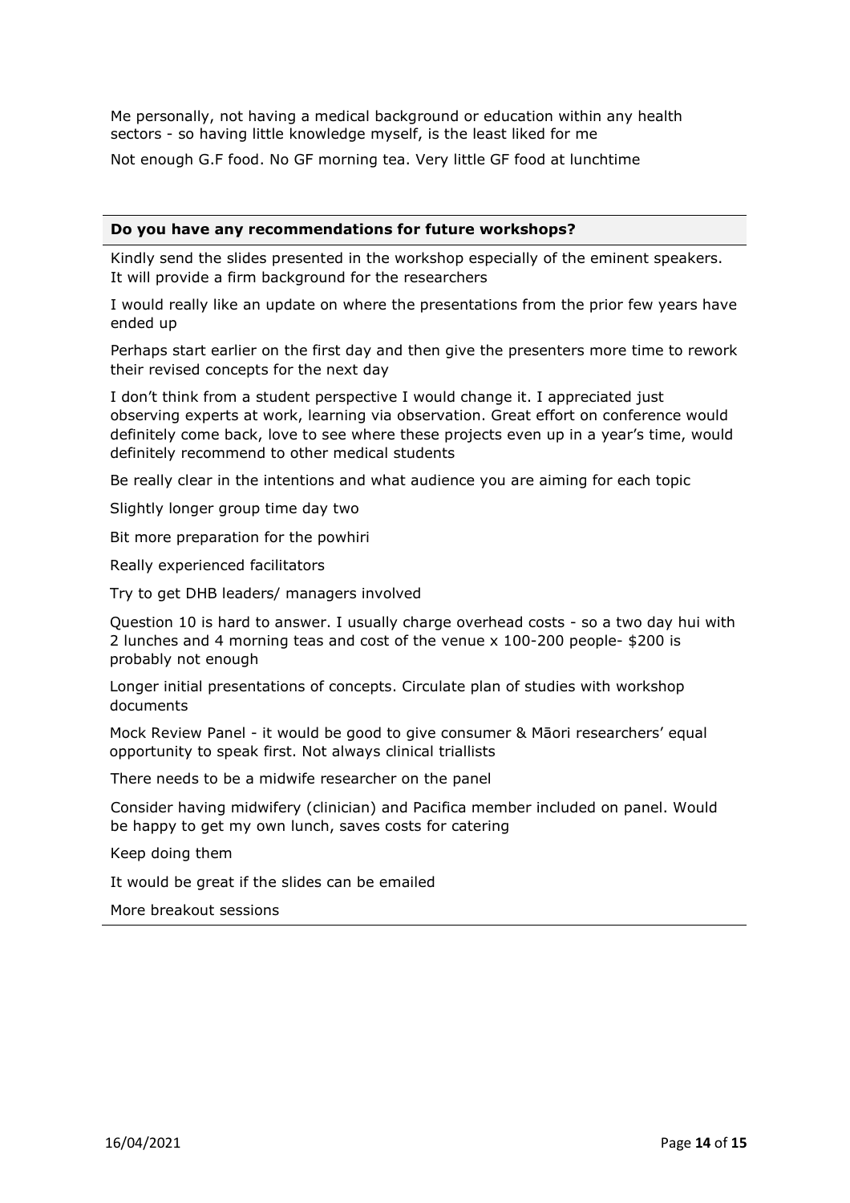Me personally, not having a medical background or education within any health sectors - so having little knowledge myself, is the least liked for me

Not enough G.F food. No GF morning tea. Very little GF food at lunchtime

| **Do you have any recommendations for future workshops?** |
| --- |
| Kindly send the slides presented in the workshop especially of the eminent speakers. It will provide a firm background for the researchers |
| I would really like an update on where the presentations from the prior few years have ended up |
| Perhaps start earlier on the first day and then give the presenters more time to rework their revised concepts for the next day |
| I don't think from a student perspective I would change it. I appreciated just observing experts at work, learning via observation. Great effort on conference would definitely come back, love to see where these projects even up in a year's time, would definitely recommend to other medical students |
| Be really clear in the intentions and what audience you are aiming for each topic |
| Slightly longer group time day two |
| Bit more preparation for the powhiri |
| Really experienced facilitators |
| Try to get DHB leaders/ managers involved |
| Question 10 is hard to answer. I usually charge overhead costs - so a two day hui with 2 lunches and 4 morning teas and cost of the venue x 100-200 people- $200 is probably not enough |
| Longer initial presentations of concepts. Circulate plan of studies with workshop documents |
| Mock Review Panel - it would be good to give consumer & Māori researchers' equal opportunity to speak first. Not always clinical triallists |
| There needs to be a midwife researcher on the panel |
| Consider having midwifery (clinician) and Pacifica member included on panel. Would be happy to get my own lunch, saves costs for catering |
| Keep doing them |
| It would be great if the slides can be emailed |
| More breakout sessions |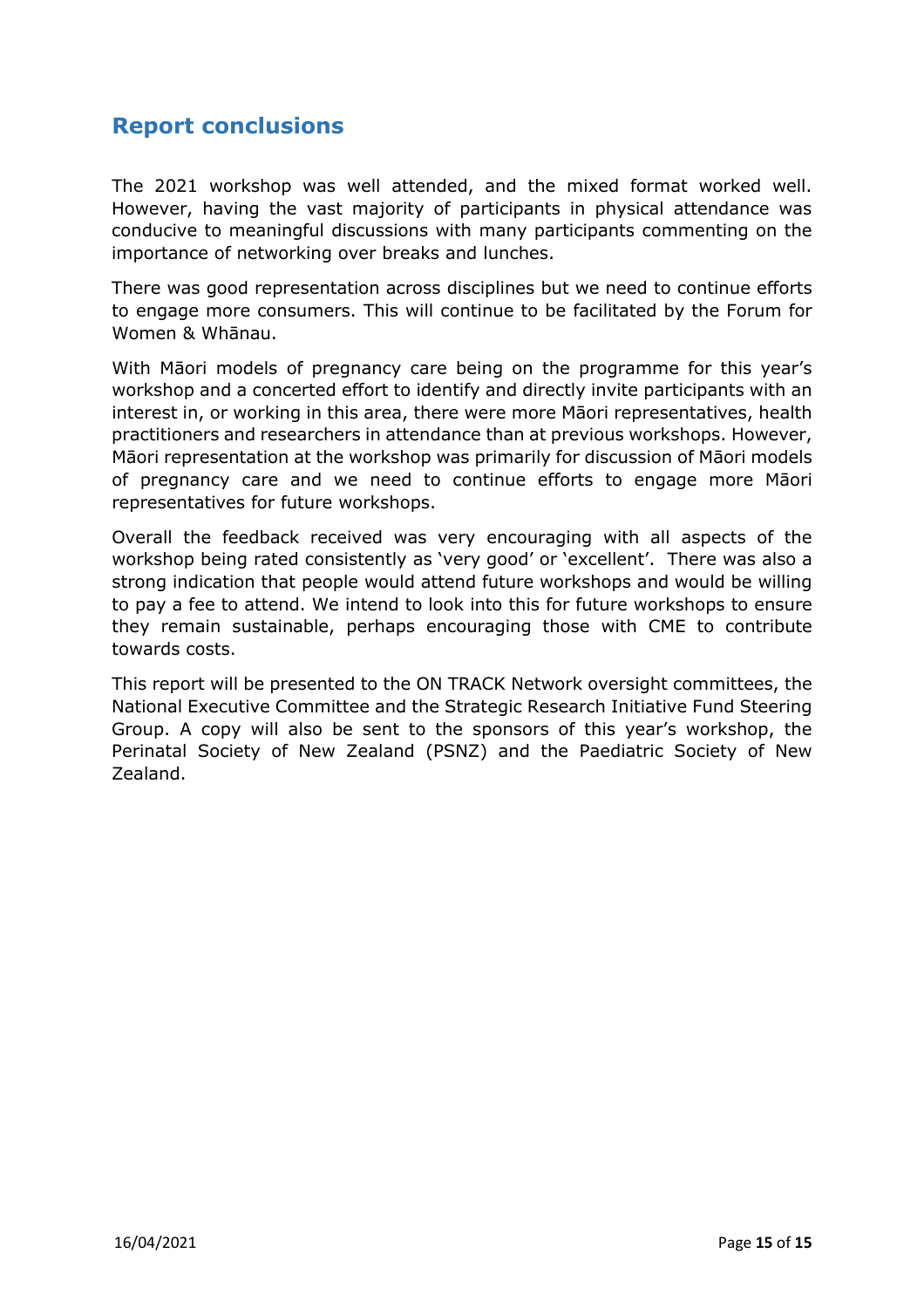## Report conclusions

The 2021 workshop was well attended, and the mixed format worked well. However, having the vast majority of participants in physical attendance was conducive to meaningful discussions with many participants commenting on the importance of networking over breaks and lunches.

There was good representation across disciplines but we need to continue efforts to engage more consumers. This will continue to be facilitated by the Forum for Women & Whānau.

With Māori models of pregnancy care being on the programme for this year's workshop and a concerted effort to identify and directly invite participants with an interest in, or working in this area, there were more Māori representatives, health practitioners and researchers in attendance than at previous workshops. However, Māori representation at the workshop was primarily for discussion of Māori models of pregnancy care and we need to continue efforts to engage more Māori representatives for future workshops.

Overall the feedback received was very encouraging with all aspects of the workshop being rated consistently as 'very good' or 'excellent'. There was also a strong indication that people would attend future workshops and would be willing to pay a fee to attend. We intend to look into this for future workshops to ensure they remain sustainable, perhaps encouraging those with CME to contribute towards costs.

This report will be presented to the ON TRACK Network oversight committees, the National Executive Committee and the Strategic Research Initiative Fund Steering Group. A copy will also be sent to the sponsors of this year's workshop, the Perinatal Society of New Zealand (PSNZ) and the Paediatric Society of New Zealand.

16/04/2021